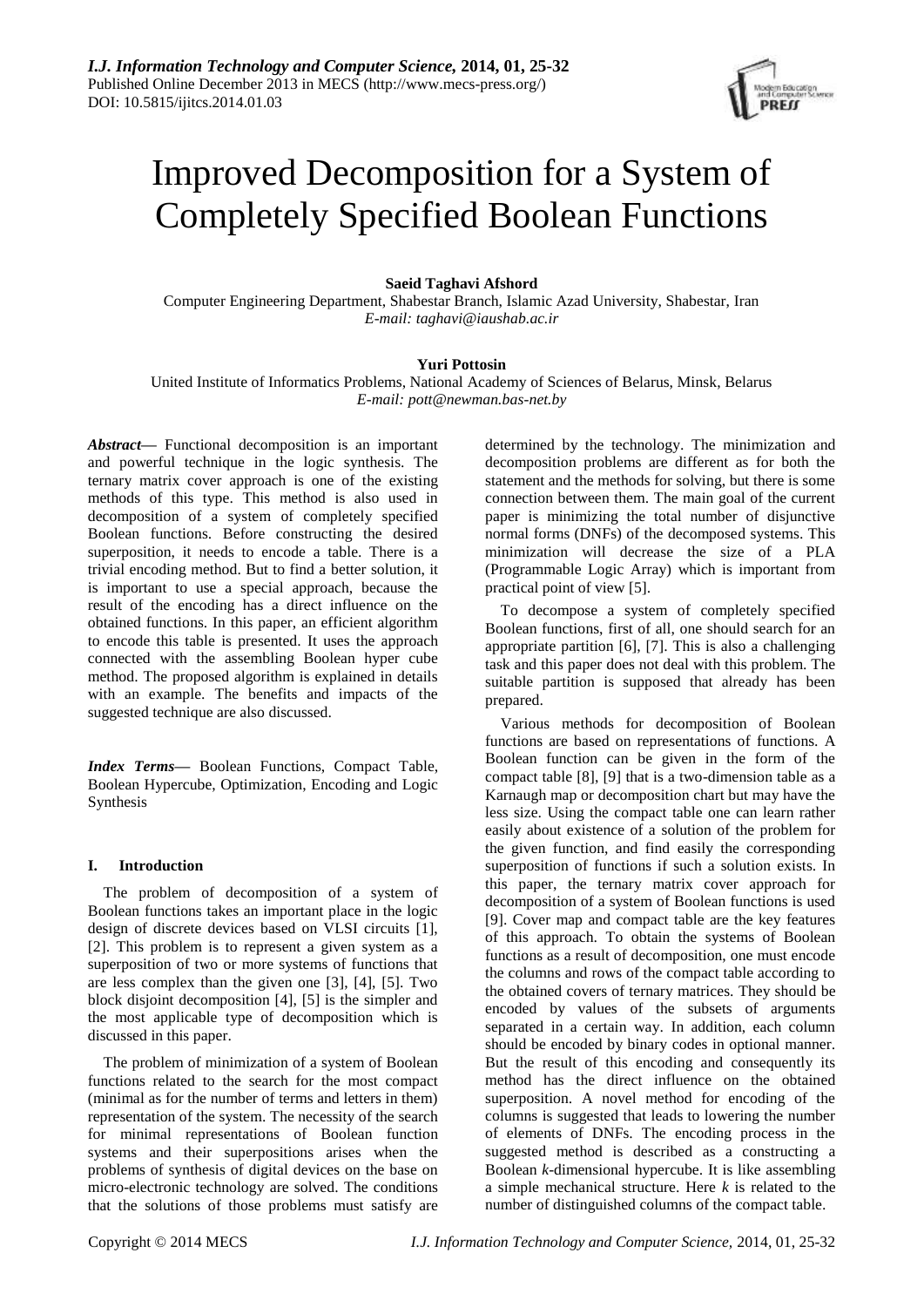# Improved Decomposition for a System of Completely Specified Boolean Functions

**Saeid Taghavi Afshord**

Computer Engineering Department, Shabestar Branch, Islamic Azad University, Shabestar, Iran

*E-mail: taghavi@iaushab.ac.ir*

**Yuri Pottosin**

United Institute of Informatics Problems, National Academy of Sciences of Belarus, Minsk, Belarus

*E-mail: pott@newman.bas-net.by*

***Abstract***— Functional decomposition is an important and powerful technique in the logic synthesis. The ternary matrix cover approach is one of the existing methods of this type. This method is also used in decomposition of a system of completely specified Boolean functions. Before constructing the desired superposition, it needs to encode a table. There is a trivial encoding method. But to find a better solution, it is important to use a special approach, because the result of the encoding has a direct influence on the obtained functions. In this paper, an efficient algorithm to encode this table is presented. It uses the approach connected with the assembling Boolean hyper cube method. The proposed algorithm is explained in details with an example. The benefits and impacts of the suggested technique are also discussed.

***Index Terms***— Boolean Functions, Compact Table, Boolean Hypercube, Optimization, Encoding and Logic Synthesis

## I. Introduction

The problem of decomposition of a system of Boolean functions takes an important place in the logic design of discrete devices based on VLSI circuits [1], [2]. This problem is to represent a given system as a superposition of two or more systems of functions that are less complex than the given one [3], [4], [5]. Two block disjoint decomposition [4], [5] is the simpler and the most applicable type of decomposition which is discussed in this paper.

The problem of minimization of a system of Boolean functions related to the search for the most compact (minimal as for the number of terms and letters in them) representation of the system. The necessity of the search for minimal representations of Boolean function systems and their superpositions arises when the problems of synthesis of digital devices on the base on micro-electronic technology are solved. The conditions that the solutions of those problems must satisfy are determined by the technology. The minimization and decomposition problems are different as for both the statement and the methods for solving, but there is some connection between them. The main goal of the current paper is minimizing the total number of disjunctive normal forms (DNFs) of the decomposed systems. This minimization will decrease the size of a PLA (Programmable Logic Array) which is important from practical point of view [5].

To decompose a system of completely specified Boolean functions, first of all, one should search for an appropriate partition [6], [7]. This is also a challenging task and this paper does not deal with this problem. The suitable partition is supposed that already has been prepared.

Various methods for decomposition of Boolean functions are based on representations of functions. A Boolean function can be given in the form of the compact table [8], [9] that is a two-dimension table as a Karnaugh map or decomposition chart but may have the less size. Using the compact table one can learn rather easily about existence of a solution of the problem for the given function, and find easily the corresponding superposition of functions if such a solution exists. In this paper, the ternary matrix cover approach for decomposition of a system of Boolean functions is used [9]. Cover map and compact table are the key features of this approach. To obtain the systems of Boolean functions as a result of decomposition, one must encode the columns and rows of the compact table according to the obtained covers of ternary matrices. They should be encoded by values of the subsets of arguments separated in a certain way. In addition, each column should be encoded by binary codes in optional manner. But the result of this encoding and consequently its method has the direct influence on the obtained superposition. A novel method for encoding of the columns is suggested that leads to lowering the number of elements of DNFs. The encoding process in the suggested method is described as a constructing a Boolean $k$-dimensional hypercube. It is like assembling a simple mechanical structure. Here $k$ is related to the number of distinguished columns of the compact table.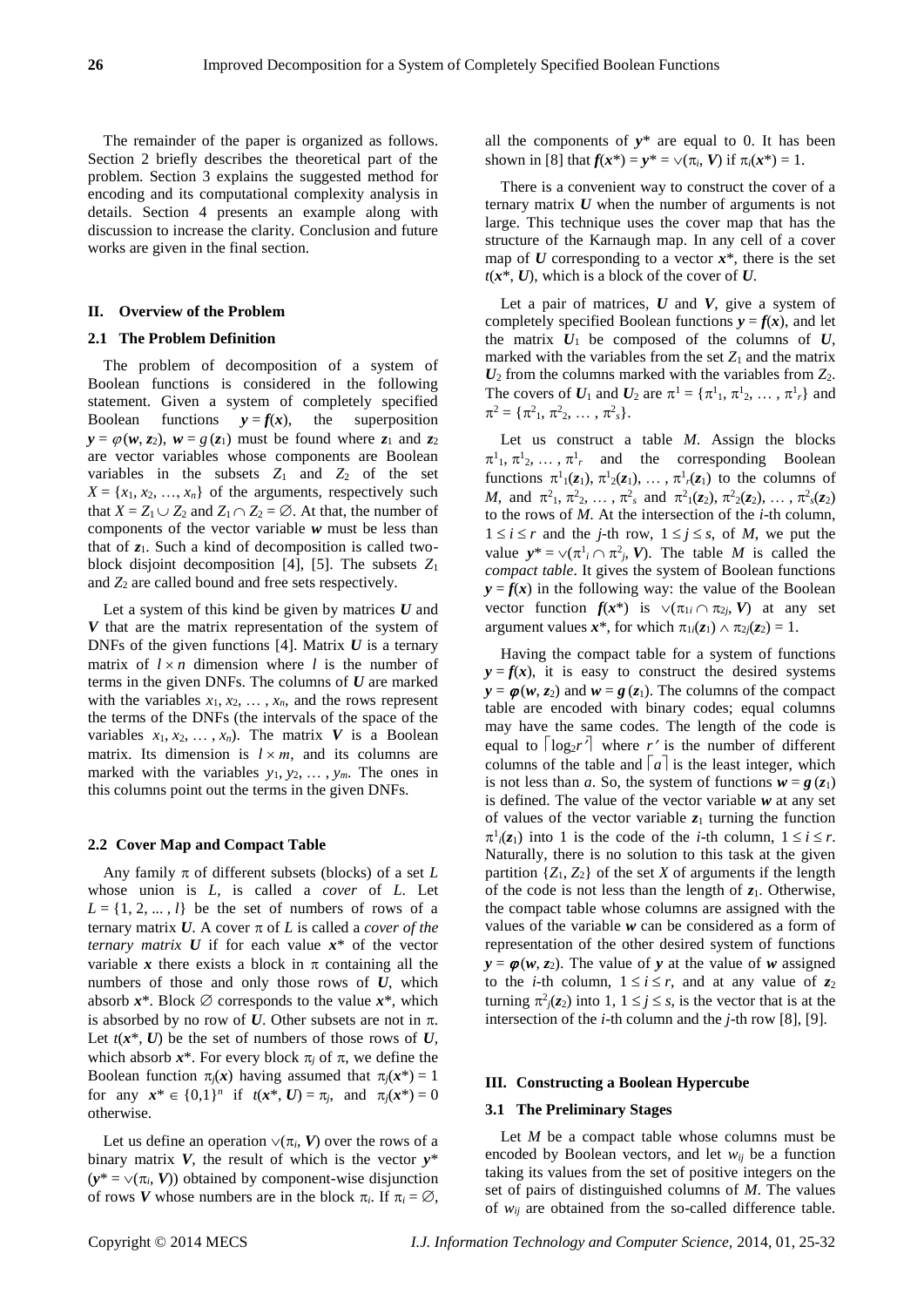The remainder of the paper is organized as follows. Section 2 briefly describes the theoretical part of the problem. Section 3 explains the suggested method for encoding and its computational complexity analysis in details. Section 4 presents an example along with discussion to increase the clarity. Conclusion and future works are given in the final section.

## II. Overview of the Problem

### 2.1 The Problem Definition

The problem of decomposition of a system of Boolean functions is considered in the following statement. Given a system of completely specified Boolean functions $\boldsymbol{y} = \boldsymbol{f}(\boldsymbol{x})$, the superposition $\boldsymbol{y} = \varphi(\boldsymbol{w}, \boldsymbol{z}_2)$, $\boldsymbol{w} = g(\boldsymbol{z}_1)$ must be found where $\boldsymbol{z}_1$ and $\boldsymbol{z}_2$ are vector variables whose components are Boolean variables in the subsets $Z_1$ and $Z_2$ of the set $X = \{x_1, x_2, \ldots, x_n\}$ of the arguments, respectively such that $X = Z_1 \cup Z_2$ and $Z_1 \cap Z_2 = \varnothing$. At that, the number of components of the vector variable $\boldsymbol{w}$ must be less than that of $\boldsymbol{z}_1$. Such a kind of decomposition is called two-block disjoint decomposition [4], [5]. The subsets $Z_1$ and $Z_2$ are called bound and free sets respectively.

Let a system of this kind be given by matrices $\boldsymbol{U}$ and $\boldsymbol{V}$ that are the matrix representation of the system of DNFs of the given functions [4]. Matrix $\boldsymbol{U}$ is a ternary matrix of $l \times n$ dimension where $l$ is the number of terms in the given DNFs. The columns of $\boldsymbol{U}$ are marked with the variables $x_1, x_2, \ldots, x_n$, and the rows represent the terms of the DNFs (the intervals of the space of the variables $x_1, x_2, \ldots, x_n$). The matrix $\boldsymbol{V}$ is a Boolean matrix. Its dimension is $l \times m$, and its columns are marked with the variables $y_1, y_2, \ldots, y_m$. The ones in this columns point out the terms in the given DNFs.

### 2.2 Cover Map and Compact Table

Any family $\pi$ of different subsets (blocks) of a set $L$ whose union is $L$, is called a *cover* of $L$. Let $L = \{1, 2, \ldots, l\}$ be the set of numbers of rows of a ternary matrix $\boldsymbol{U}$. A cover $\pi$ of $L$ is called a *cover of the ternary matrix* $\boldsymbol{U}$ if for each value $\boldsymbol{x}^*$ of the vector variable $\boldsymbol{x}$ there exists a block in $\pi$ containing all the numbers of those and only those rows of $\boldsymbol{U}$, which absorb $\boldsymbol{x}^*$. Block $\varnothing$ corresponds to the value $\boldsymbol{x}^*$, which is absorbed by no row of $\boldsymbol{U}$. Other subsets are not in $\pi$. Let $t(\boldsymbol{x}^*, \boldsymbol{U})$ be the set of numbers of those rows of $\boldsymbol{U}$, which absorb $\boldsymbol{x}^*$. For every block $\pi_j$ of $\pi$, we define the Boolean function $\pi_j(\boldsymbol{x})$ having assumed that $\pi_j(\boldsymbol{x}^*) = 1$ for any $\boldsymbol{x}^* \in \{0,1\}^n$ if $t(\boldsymbol{x}^*, \boldsymbol{U}) = \pi_j$, and $\pi_j(\boldsymbol{x}^*) = 0$ otherwise.

Let us define an operation $\vee(\pi_i, \boldsymbol{V})$ over the rows of a binary matrix $\boldsymbol{V}$, the result of which is the vector $\boldsymbol{y}^*$ ($\boldsymbol{y}^* = \vee(\pi_i, \boldsymbol{V})$) obtained by component-wise disjunction of rows $\boldsymbol{V}$ whose numbers are in the block $\pi_i$. If $\pi_i = \varnothing$, all the components of $\boldsymbol{y}^*$ are equal to 0. It has been shown in [8] that $\boldsymbol{f}(\boldsymbol{x}^*) = \boldsymbol{y}^* = \vee(\pi_i, \boldsymbol{V})$ if $\pi_i(\boldsymbol{x}^*) = 1$.

There is a convenient way to construct the cover of a ternary matrix $\boldsymbol{U}$ when the number of arguments is not large. This technique uses the cover map that has the structure of the Karnaugh map. In any cell of a cover map of $\boldsymbol{U}$ corresponding to a vector $\boldsymbol{x}^*$, there is the set $t(\boldsymbol{x}^*, \boldsymbol{U})$, which is a block of the cover of $\boldsymbol{U}$.

Let a pair of matrices, $\boldsymbol{U}$ and $\boldsymbol{V}$, give a system of completely specified Boolean functions $\boldsymbol{y} = \boldsymbol{f}(\boldsymbol{x})$, and let the matrix $\boldsymbol{U}_1$ be composed of the columns of $\boldsymbol{U}$, marked with the variables from the set $Z_1$ and the matrix $\boldsymbol{U}_2$ from the columns marked with the variables from $Z_2$. The covers of $\boldsymbol{U}_1$ and $\boldsymbol{U}_2$ are $\pi^1 = \{\pi^1_1, \pi^1_2, \ldots, \pi^1_r\}$ and $\pi^2 = \{\pi^2_1, \pi^2_2, \ldots, \pi^2_s\}$.

Let us construct a table $M$. Assign the blocks $\pi^1_1, \pi^1_2, \ldots, \pi^1_r$ and the corresponding Boolean functions $\pi^1_1(\boldsymbol{z}_1), \pi^1_2(\boldsymbol{z}_1), \ldots, \pi^1_r(\boldsymbol{z}_1)$ to the columns of $M$, and $\pi^2_1, \pi^2_2, \ldots, \pi^2_s$ and $\pi^2_1(\boldsymbol{z}_2), \pi^2_2(\boldsymbol{z}_2), \ldots, \pi^2_s(\boldsymbol{z}_2)$ to the rows of $M$. At the intersection of the $i$-th column, $1 \le i \le r$ and the $j$-th row, $1 \le j \le s$, of $M$, we put the value $\boldsymbol{y}^* = \vee(\pi^1_i \cap \pi^2_j, \boldsymbol{V})$. The table $M$ is called the *compact table*. It gives the system of Boolean functions $\boldsymbol{y} = \boldsymbol{f}(\boldsymbol{x})$ in the following way: the value of the Boolean vector function $\boldsymbol{f}(\boldsymbol{x}^*)$ is $\vee(\pi_{1i} \cap \pi_{2j}, \boldsymbol{V})$ at any set argument values $\boldsymbol{x}^*$, for which $\pi_{1i}(\boldsymbol{z}_1) \wedge \pi_{2j}(\boldsymbol{z}_2) = 1$.

Having the compact table for a system of functions $\boldsymbol{y} = \boldsymbol{f}(\boldsymbol{x})$, it is easy to construct the desired systems $\boldsymbol{y} = \boldsymbol{\varphi}(\boldsymbol{w}, \boldsymbol{z}_2)$ and $\boldsymbol{w} = \boldsymbol{g}(\boldsymbol{z}_1)$. The columns of the compact table are encoded with binary codes; equal columns may have the same codes. The length of the code is equal to $\lceil \log_2 r' \rceil$ where $r'$ is the number of different columns of the table and $\lceil a \rceil$ is the least integer, which is not less than $a$. So, the system of functions $\boldsymbol{w} = \boldsymbol{g}(\boldsymbol{z}_1)$ is defined. The value of the vector variable $\boldsymbol{w}$ at any set of values of the vector variable $\boldsymbol{z}_1$ turning the function $\pi^1_i(\boldsymbol{z}_1)$ into 1 is the code of the $i$-th column, $1 \le i \le r$. Naturally, there is no solution to this task at the given partition $\{Z_1, Z_2\}$ of the set $X$ of arguments if the length of the code is not less than the length of $\boldsymbol{z}_1$. Otherwise, the compact table whose columns are assigned with the values of the variable $\boldsymbol{w}$ can be considered as a form of representation of the other desired system of functions $\boldsymbol{y} = \boldsymbol{\varphi}(\boldsymbol{w}, \boldsymbol{z}_2)$. The value of $\boldsymbol{y}$ at the value of $\boldsymbol{w}$ assigned to the $i$-th column, $1 \le i \le r$, and at any value of $\boldsymbol{z}_2$ turning $\pi^2_j(\boldsymbol{z}_2)$ into 1, $1 \le j \le s$, is the vector that is at the intersection of the $i$-th column and the $j$-th row [8], [9].

## III. Constructing a Boolean Hypercube

### 3.1 The Preliminary Stages

Let $M$ be a compact table whose columns must be encoded by Boolean vectors, and let $w_{ij}$ be a function taking its values from the set of positive integers on the set of pairs of distinguished columns of $M$. The values of $w_{ij}$ are obtained from the so-called difference table.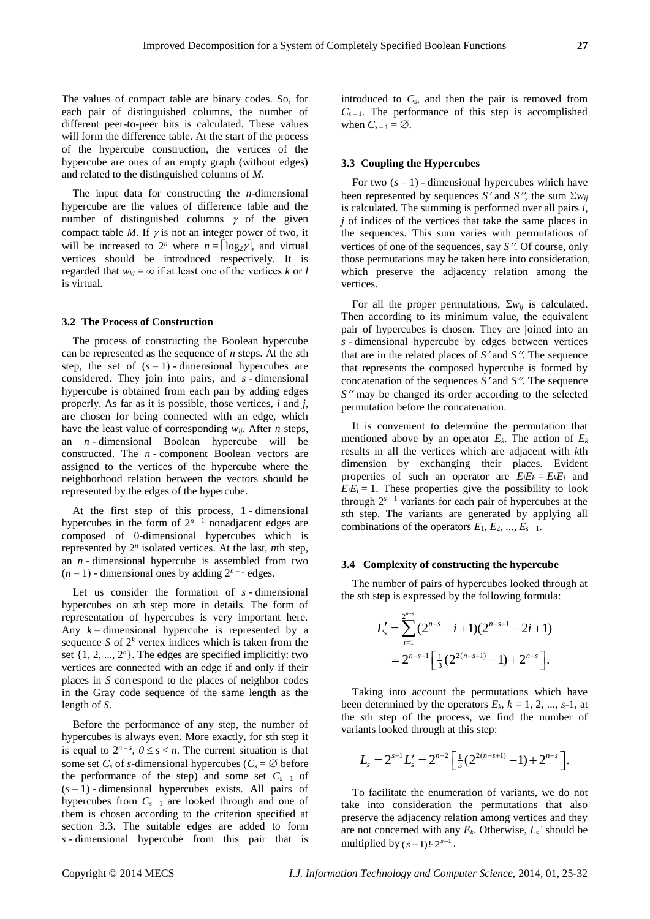The values of compact table are binary codes. So, for each pair of distinguished columns, the number of different peer-to-peer bits is calculated. These values will form the difference table. At the start of the process of the hypercube construction, the vertices of the hypercube are ones of an empty graph (without edges) and related to the distinguished columns of $M$.

The input data for constructing the $n$-dimensional hypercube are the values of difference table and the number of distinguished columns $\gamma$ of the given compact table $M$. If $\gamma$ is not an integer power of two, it will be increased to $2^n$ where $n = \lceil \log_2 \gamma \rceil$, and virtual vertices should be introduced respectively. It is regarded that $w_{kl} = \infty$ if at least one of the vertices $k$ or $l$ is virtual.

### 3.2 The Process of Construction

The process of constructing the Boolean hypercube can be represented as the sequence of $n$ steps. At the $s$th step, the set of $(s-1)$ - dimensional hypercubes are considered. They join into pairs, and $s$ - dimensional hypercube is obtained from each pair by adding edges properly. As far as it is possible, those vertices, $i$ and $j$, are chosen for being connected with an edge, which have the least value of corresponding $w_{ij}$. After $n$ steps, an $n$ - dimensional Boolean hypercube will be constructed. The $n$ - component Boolean vectors are assigned to the vertices of the hypercube where the neighborhood relation between the vectors should be represented by the edges of the hypercube.

At the first step of this process, 1 - dimensional hypercubes in the form of $2^{n-1}$ nonadjacent edges are composed of 0-dimensional hypercubes which is represented by $2^n$ isolated vertices. At the last, $n$th step, an $n$ - dimensional hypercube is assembled from two $(n-1)$ - dimensional ones by adding $2^{n-1}$ edges.

Let us consider the formation of $s$ - dimensional hypercubes on $s$th step more in details. The form of representation of hypercubes is very important here. Any $k$ – dimensional hypercube is represented by a sequence $S$ of $2^k$ vertex indices which is taken from the set $\{1, 2, ..., 2^n\}$. The edges are specified implicitly: two vertices are connected with an edge if and only if their places in $S$ correspond to the places of neighbor codes in the Gray code sequence of the same length as the length of $S$.

Before the performance of any step, the number of hypercubes is always even. More exactly, for $s$th step it is equal to $2^{n-s}$, $0 \leq s < n$. The current situation is that some set $C_s$ of $s$-dimensional hypercubes ($C_s = \varnothing$ before the performance of the step) and some set $C_{s-1}$ of $(s-1)$ - dimensional hypercubes exists. All pairs of hypercubes from $C_{s-1}$ are looked through and one of them is chosen according to the criterion specified at section 3.3. The suitable edges are added to form $s$ - dimensional hypercube from this pair that is introduced to $C_s$, and then the pair is removed from $C_{s-1}$. The performance of this step is accomplished when $C_{s-1} = \varnothing$.

### 3.3 Coupling the Hypercubes

For two $(s-1)$ - dimensional hypercubes which have been represented by sequences $S'$ and $S''$, the sum $\Sigma w_{ij}$ is calculated. The summing is performed over all pairs $i$, $j$ of indices of the vertices that take the same places in the sequences. This sum varies with permutations of vertices of one of the sequences, say $S''$. Of course, only those permutations may be taken here into consideration, which preserve the adjacency relation among the vertices.

For all the proper permutations, $\Sigma w_{ij}$ is calculated. Then according to its minimum value, the equivalent pair of hypercubes is chosen. They are joined into an $s$ - dimensional hypercube by edges between vertices that are in the related places of $S'$ and $S''$. The sequence that represents the composed hypercube is formed by concatenation of the sequences $S'$ and $S''$. The sequence $S''$ may be changed its order according to the selected permutation before the concatenation.

It is convenient to determine the permutation that mentioned above by an operator $E_k$. The action of $E_k$ results in all the vertices which are adjacent with $k$th dimension by exchanging their places. Evident properties of such an operator are $E_iE_k = E_kE_i$ and $E_iE_i = 1$. These properties give the possibility to look through $2^{s-1}$ variants for each pair of hypercubes at the $s$th step. The variants are generated by applying all combinations of the operators $E_1, E_2, ..., E_{s-1}$.

### 3.4 Complexity of constructing the hypercube

The number of pairs of hypercubes looked through at the $s$th step is expressed by the following formula:

$$L_s' = \sum_{i=1}^{2^{n-s}} (2^{n-s} - i + 1)(2^{n-s+1} - 2i + 1)$$
$$= 2^{n-s-1} \left[ \tfrac{1}{3}(2^{2(n-s+1)} - 1) + 2^{n-s} \right].$$

Taking into account the permutations which have been determined by the operators $E_k$, $k = 1, 2, ..., s$-1, at the $s$th step of the process, we find the number of variants looked through at this step:

$$L_s = 2^{s-1} L_s' = 2^{n-2} \left[ \tfrac{1}{3}(2^{2(n-s+1)} - 1) + 2^{n-s} \right].$$

To facilitate the enumeration of variants, we do not take into consideration the permutations that also preserve the adjacency relation among vertices and they are not concerned with any $E_k$. Otherwise, $L_s'$ should be multiplied by $(s-1)! \cdot 2^{s-1}$.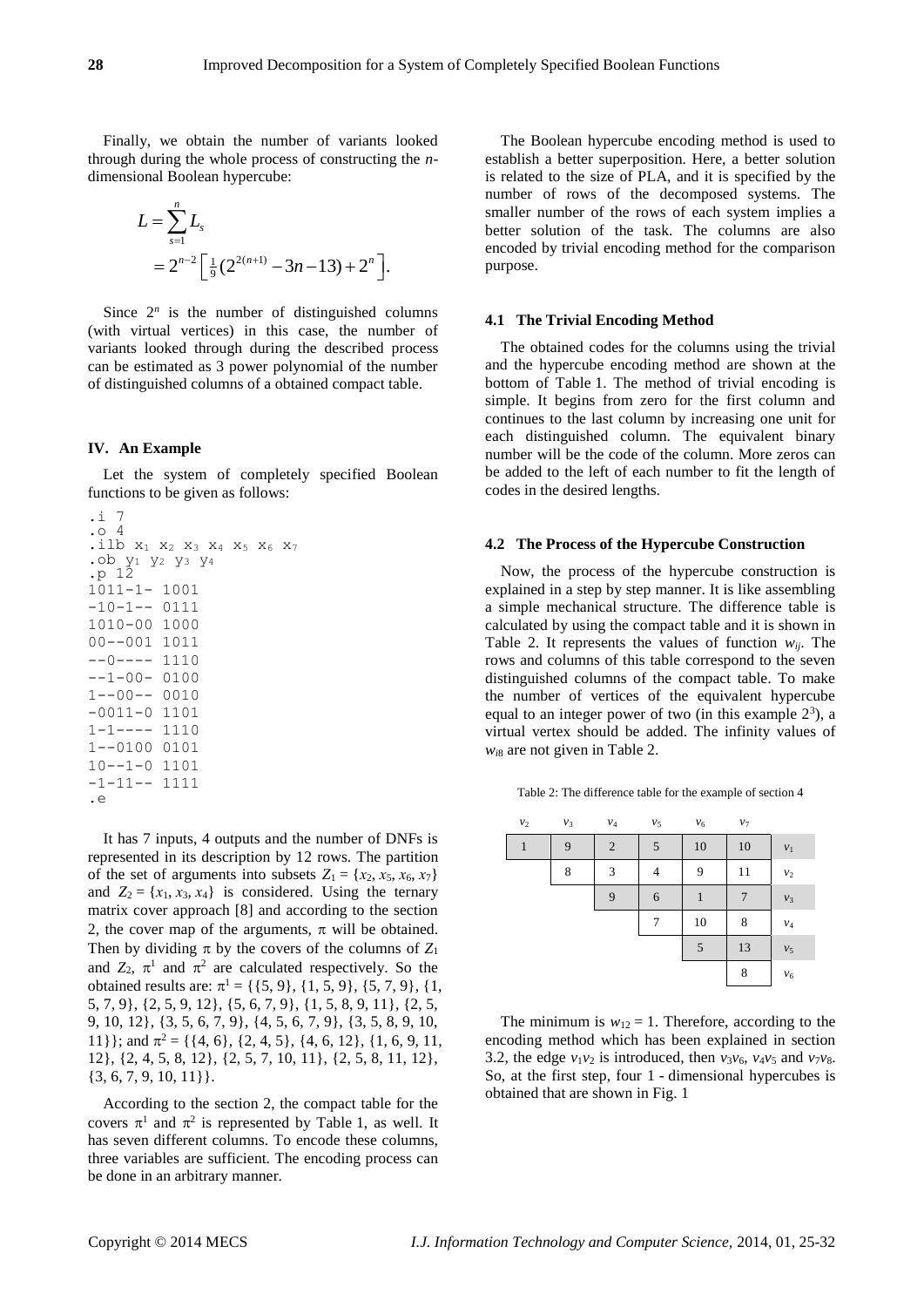Finally, we obtain the number of variants looked through during the whole process of constructing the $n$-dimensional Boolean hypercube:

$$L = \sum_{s=1}^{n} L_s$$
$$= 2^{n-2}\left[\tfrac{1}{9}(2^{2(n+1)} - 3n - 13) + 2^n\right].$$

Since $2^n$ is the number of distinguished columns (with virtual vertices) in this case, the number of variants looked through during the described process can be estimated as 3 power polynomial of the number of distinguished columns of a obtained compact table.

## IV. An Example

Let the system of completely specified Boolean functions to be given as follows:

```
.i 7
.o 4
.ilb x1 x2 x3 x4 x5 x6 x7
.ob y1 y2 y3 y4
.p 12
1011-1- 1001
-10-1-- 0111
1010-00 1000
00--001 1011
--0---- 1110
--1-00- 0100
1--00-- 0010
-0011-0 1101
1-1---- 1110
1--0100 0101
10--1-0 1101
-1-11-- 1111
.e
```

It has 7 inputs, 4 outputs and the number of DNFs is represented in its description by 12 rows. The partition of the set of arguments into subsets $Z_1 = \{x_2, x_5, x_6, x_7\}$ and $Z_2 = \{x_1, x_3, x_4\}$ is considered. Using the ternary matrix cover approach [8] and according to the section 2, the cover map of the arguments, $\pi$ will be obtained. Then by dividing $\pi$ by the covers of the columns of $Z_1$ and $Z_2$, $\pi^1$ and $\pi^2$ are calculated respectively. So the obtained results are: $\pi^1 = \{\{5, 9\}, \{1, 5, 9\}, \{5, 7, 9\}, \{1, 5, 7, 9\}, \{2, 5, 9, 12\}, \{5, 6, 7, 9\}, \{1, 5, 8, 9, 11\}, \{2, 5, 9, 10, 12\}, \{3, 5, 6, 7, 9\}, \{4, 5, 6, 7, 9\}, \{3, 5, 8, 9, 10, 11\}\}$; and $\pi^2 = \{\{4, 6\}, \{2, 4, 5\}, \{4, 6, 12\}, \{1, 6, 9, 11, 12\}, \{2, 4, 5, 8, 12\}, \{2, 5, 7, 10, 11\}, \{2, 5, 8, 11, 12\}, \{3, 6, 7, 9, 10, 11\}\}$.

According to the section 2, the compact table for the covers $\pi^1$ and $\pi^2$ is represented by Table 1, as well. It has seven different columns. To encode these columns, three variables are sufficient. The encoding process can be done in an arbitrary manner.

The Boolean hypercube encoding method is used to establish a better superposition. Here, a better solution is related to the size of PLA, and it is specified by the number of rows of the decomposed systems. The smaller number of the rows of each system implies a better solution of the task. The columns are also encoded by trivial encoding method for the comparison purpose.

### 4.1 The Trivial Encoding Method

The obtained codes for the columns using the trivial and the hypercube encoding method are shown at the bottom of Table 1. The method of trivial encoding is simple. It begins from zero for the first column and continues to the last column by increasing one unit for each distinguished column. The equivalent binary number will be the code of the column. More zeros can be added to the left of each number to fit the length of codes in the desired lengths.

### 4.2 The Process of the Hypercube Construction

Now, the process of the hypercube construction is explained in a step by step manner. It is like assembling a simple mechanical structure. The difference table is calculated by using the compact table and it is shown in Table 2. It represents the values of function $w_{ij}$. The rows and columns of this table correspond to the seven distinguished columns of the compact table. To make the number of vertices of the equivalent hypercube equal to an integer power of two (in this example $2^3$), a virtual vertex should be added. The infinity values of $w_{i8}$ are not given in Table 2.

Table 2: The difference table for the example of section 4

| $v_2$ | $v_3$ | $v_4$ | $v_5$ | $v_6$ | $v_7$ | |
|---|---|---|---|---|---|---|
| 1 | 9 | 2 | 5 | 10 | 10 | $v_1$ |
| | 8 | 3 | 4 | 9 | 11 | $v_2$ |
| | | 9 | 6 | 1 | 7 | $v_3$ |
| | | | 7 | 10 | 8 | $v_4$ |
| | | | | 5 | 13 | $v_5$ |
| | | | | | 8 | $v_6$ |

The minimum is $w_{12} = 1$. Therefore, according to the encoding method which has been explained in section 3.2, the edge $v_1v_2$ is introduced, then $v_3v_6$, $v_4v_5$ and $v_7v_8$. So, at the first step, four 1 - dimensional hypercubes is obtained that are shown in Fig. 1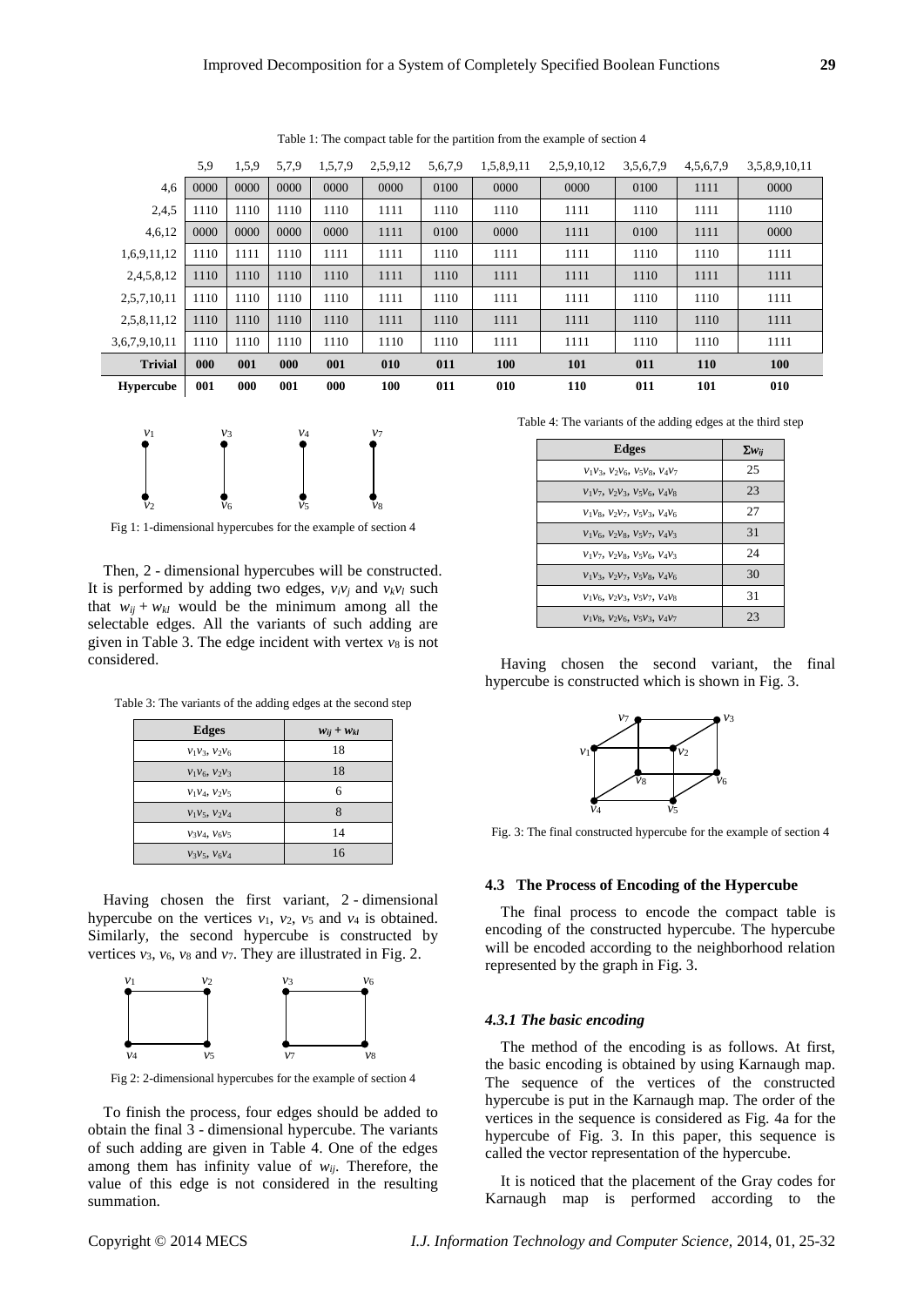Table 1: The compact table for the partition from the example of section 4

| | 5,9 | 1,5,9 | 5,7,9 | 1,5,7,9 | 2,5,9,12 | 5,6,7,9 | 1,5,8,9,11 | 2,5,9,10,12 | 3,5,6,7,9 | 4,5,6,7,9 | 3,5,8,9,10,11 |
|---|---|---|---|---|---|---|---|---|---|---|---|
| 4,6 | 0000 | 0000 | 0000 | 0000 | 0000 | 0100 | 0000 | 0000 | 0100 | 1111 | 0000 |
| 2,4,5 | 1110 | 1110 | 1110 | 1110 | 1111 | 1110 | 1110 | 1111 | 1110 | 1111 | 1110 |
| 4,6,12 | 0000 | 0000 | 0000 | 0000 | 1111 | 0100 | 0000 | 1111 | 0100 | 1111 | 0000 |
| 1,6,9,11,12 | 1110 | 1111 | 1110 | 1111 | 1111 | 1110 | 1111 | 1111 | 1110 | 1110 | 1111 |
| 2,4,5,8,12 | 1110 | 1110 | 1110 | 1110 | 1111 | 1110 | 1111 | 1111 | 1110 | 1111 | 1111 |
| 2,5,7,10,11 | 1110 | 1110 | 1110 | 1110 | 1111 | 1110 | 1111 | 1111 | 1110 | 1110 | 1111 |
| 2,5,8,11,12 | 1110 | 1110 | 1110 | 1110 | 1111 | 1110 | 1111 | 1111 | 1110 | 1110 | 1111 |
| 3,6,7,9,10,11 | 1110 | 1110 | 1110 | 1110 | 1110 | 1110 | 1111 | 1111 | 1110 | 1110 | 1111 |
| **Trivial** | **000** | **001** | **000** | **001** | **010** | **011** | **100** | **101** | **011** | **110** | **100** |
| **Hypercube** | **001** | **000** | **001** | **000** | **100** | **011** | **010** | **110** | **011** | **101** | **010** |

Fig 1: 1-dimensional hypercubes for the example of section 4

Then, 2 - dimensional hypercubes will be constructed. It is performed by adding two edges, $v_iv_j$ and $v_kv_l$ such that $w_{ij} + w_{kl}$ would be the minimum among all the selectable edges. All the variants of such adding are given in Table 3. The edge incident with vertex $v_8$ is not considered.

Table 3: The variants of the adding edges at the second step

| Edges | $w_{ij} + w_{kl}$ |
|---|---|
| $v_1v_3$, $v_2v_6$ | 18 |
| $v_1v_6$, $v_2v_3$ | 18 |
| $v_1v_4$, $v_2v_5$ | 6 |
| $v_1v_5$, $v_2v_4$ | 8 |
| $v_3v_4$, $v_6v_5$ | 14 |
| $v_3v_5$, $v_6v_4$ | 16 |

Having chosen the first variant, 2 - dimensional hypercube on the vertices $v_1$, $v_2$, $v_5$ and $v_4$ is obtained. Similarly, the second hypercube is constructed by vertices $v_3$, $v_6$, $v_8$ and $v_7$. They are illustrated in Fig. 2.

Fig 2: 2-dimensional hypercubes for the example of section 4

To finish the process, four edges should be added to obtain the final 3 - dimensional hypercube. The variants of such adding are given in Table 4. One of the edges among them has infinity value of $w_{ij}$. Therefore, the value of this edge is not considered in the resulting summation.

Table 4: The variants of the adding edges at the third step

| Edges | $\Sigma w_{ij}$ |
|---|---|
| $v_1v_3$, $v_2v_6$, $v_5v_8$, $v_4v_7$ | 25 |
| $v_1v_7$, $v_2v_3$, $v_5v_6$, $v_4v_8$ | 23 |
| $v_1v_8$, $v_2v_7$, $v_5v_3$, $v_4v_6$ | 27 |
| $v_1v_6$, $v_2v_8$, $v_5v_7$, $v_4v_3$ | 31 |
| $v_1v_7$, $v_2v_8$, $v_5v_6$, $v_4v_3$ | 24 |
| $v_1v_3$, $v_2v_7$, $v_5v_8$, $v_4v_6$ | 30 |
| $v_1v_6$, $v_2v_3$, $v_5v_7$, $v_4v_8$ | 31 |
| $v_1v_8$, $v_2v_6$, $v_5v_3$, $v_4v_7$ | 23 |

Having chosen the second variant, the final hypercube is constructed which is shown in Fig. 3.

Fig. 3: The final constructed hypercube for the example of section 4

### 4.3 The Process of Encoding of the Hypercube

The final process to encode the compact table is encoding of the constructed hypercube. The hypercube will be encoded according to the neighborhood relation represented by the graph in Fig. 3.

#### *4.3.1 The basic encoding*

The method of the encoding is as follows. At first, the basic encoding is obtained by using Karnaugh map. The sequence of the vertices of the constructed hypercube is put in the Karnaugh map. The order of the vertices in the sequence is considered as Fig. 4a for the hypercube of Fig. 3. In this paper, this sequence is called the vector representation of the hypercube.

It is noticed that the placement of the Gray codes for Karnaugh map is performed according to the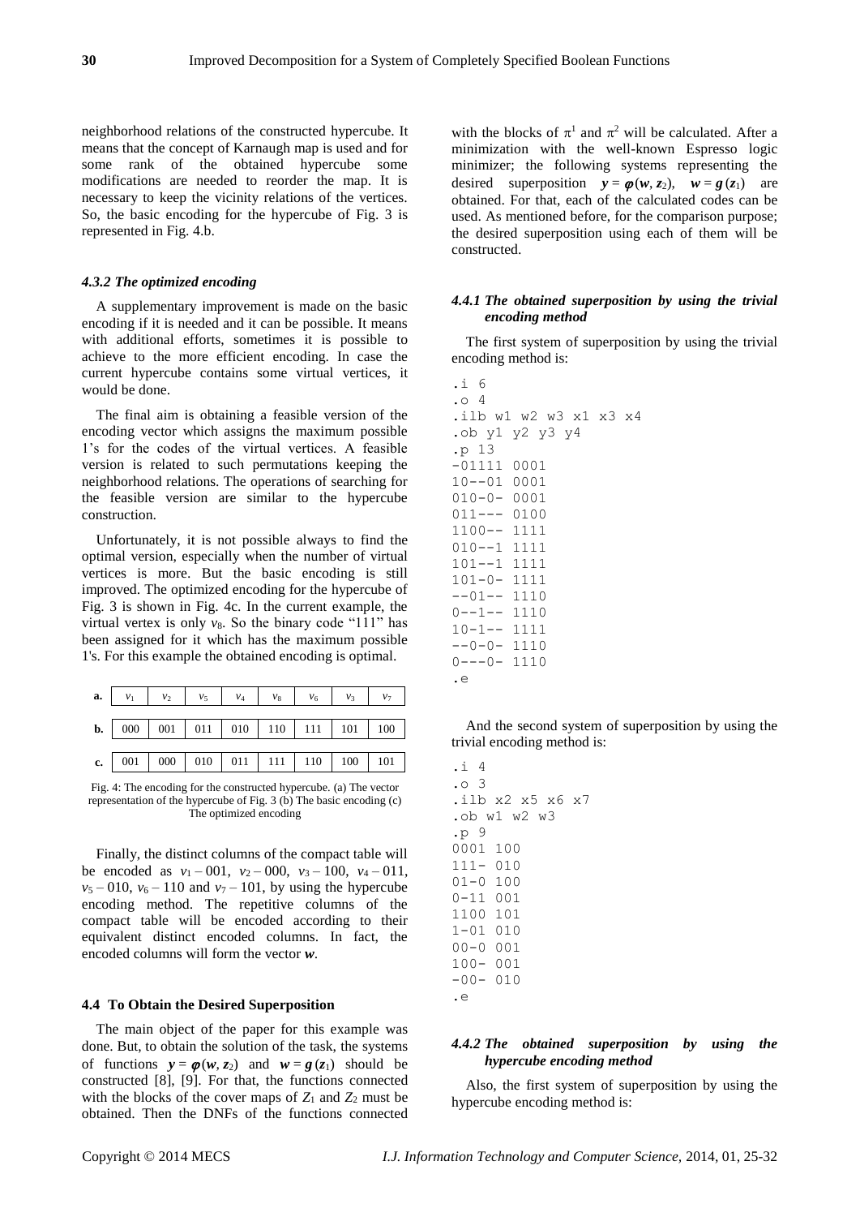neighborhood relations of the constructed hypercube. It means that the concept of Karnaugh map is used and for some rank of the obtained hypercube some modifications are needed to reorder the map. It is necessary to keep the vicinity relations of the vertices. So, the basic encoding for the hypercube of Fig. 3 is represented in Fig. 4.b.

#### *4.3.2 The optimized encoding*

A supplementary improvement is made on the basic encoding if it is needed and it can be possible. It means with additional efforts, sometimes it is possible to achieve to the more efficient encoding. In case the current hypercube contains some virtual vertices, it would be done.

The final aim is obtaining a feasible version of the encoding vector which assigns the maximum possible 1's for the codes of the virtual vertices. A feasible version is related to such permutations keeping the neighborhood relations. The operations of searching for the feasible version are similar to the hypercube construction.

Unfortunately, it is not possible always to find the optimal version, especially when the number of virtual vertices is more. But the basic encoding is still improved. The optimized encoding for the hypercube of Fig. 3 is shown in Fig. 4c. In the current example, the virtual vertex is only $v_8$. So the binary code "111" has been assigned for it which has the maximum possible 1's. For this example the obtained encoding is optimal.

| | | | | | | | | |
|---|---|---|---|---|---|---|---|---|
| **a.** | $v_1$ | $v_2$ | $v_5$ | $v_4$ | $v_8$ | $v_6$ | $v_3$ | $v_7$ |
| **b.** | 000 | 001 | 011 | 010 | 110 | 111 | 101 | 100 |
| **c.** | 001 | 000 | 010 | 011 | 111 | 110 | 100 | 101 |

Fig. 4: The encoding for the constructed hypercube. (a) The vector representation of the hypercube of Fig. 3 (b) The basic encoding (c) The optimized encoding

Finally, the distinct columns of the compact table will be encoded as $v_1 - 001$, $v_2 - 000$, $v_3 - 100$, $v_4 - 011$, $v_5 - 010$, $v_6 - 110$ and $v_7 - 101$, by using the hypercube encoding method. The repetitive columns of the compact table will be encoded according to their equivalent distinct encoded columns. In fact, the encoded columns will form the vector $\boldsymbol{w}$.

### 4.4 To Obtain the Desired Superposition

The main object of the paper for this example was done. But, to obtain the solution of the task, the systems of functions $\boldsymbol{y} = \boldsymbol{\varphi}(\boldsymbol{w}, \boldsymbol{z}_2)$ and $\boldsymbol{w} = \boldsymbol{g}(\boldsymbol{z}_1)$ should be constructed [8], [9]. For that, the functions connected with the blocks of the cover maps of $Z_1$ and $Z_2$ must be obtained. Then the DNFs of the functions connected with the blocks of $\pi^1$ and $\pi^2$ will be calculated. After a minimization with the well-known Espresso logic minimizer; the following systems representing the desired superposition $\boldsymbol{y} = \boldsymbol{\varphi}(\boldsymbol{w}, \boldsymbol{z}_2)$, $\boldsymbol{w} = \boldsymbol{g}(\boldsymbol{z}_1)$ are obtained. For that, each of the calculated codes can be used. As mentioned before, for the comparison purpose; the desired superposition using each of them will be constructed.

#### *4.4.1 The obtained superposition by using the trivial encoding method*

The first system of superposition by using the trivial encoding method is:

```
.i 6
.o 4
.ilb w1 w2 w3 x1 x3 x4
.ob y1 y2 y3 y4
.p 13
-01111 0001
10--01 0001
010-0- 0001
011--- 0100
1100-- 1111
010--1 1111
101--1 1111
101-0- 1111
--01-- 1110
0--1-- 1110
10-1-- 1111
--0-0- 1110
0---0- 1110
.e
```

And the second system of superposition by using the trivial encoding method is:

```
.i 4
.o 3
.ilb x2 x5 x6 x7
.ob w1 w2 w3
.p 9
0001 100
111- 010
01-0 100
0-11 001
1100 101
1-01 010
00-0 001
100- 001
-00- 010
.e
```

#### *4.4.2 The obtained superposition by using the hypercube encoding method*

Also, the first system of superposition by using the hypercube encoding method is: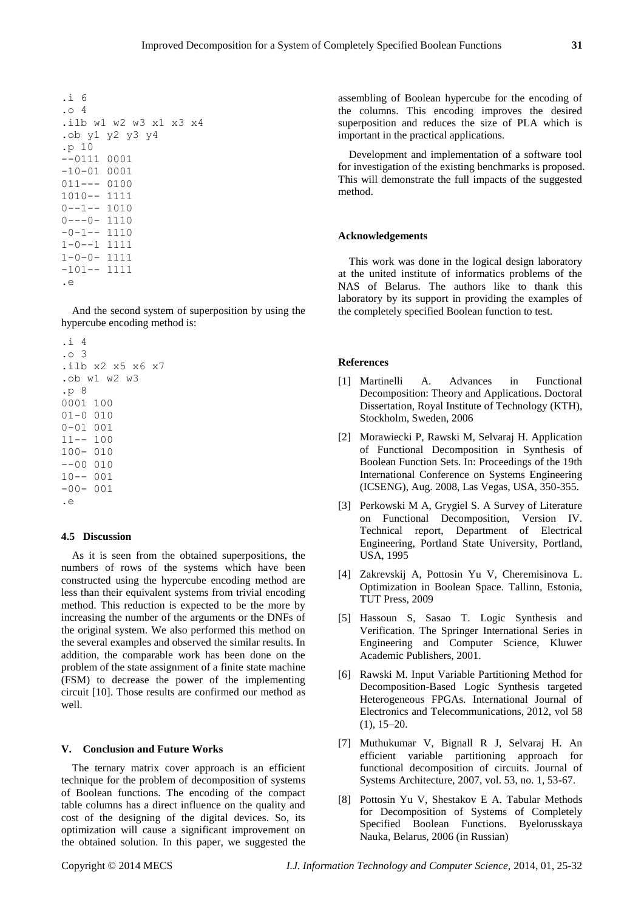```
.i 6
.o 4
.ilb w1 w2 w3 x1 x3 x4
.ob y1 y2 y3 y4
.p 10
--0111 0001
-10-01 0001
011--- 0100
1010-- 1111
0--1-- 1010
0---0- 1110
-0-1-- 1110
1-0--1 1111
1-0-0- 1111
-101-- 1111
.e
```

And the second system of superposition by using the hypercube encoding method is:

```
.i 4
.o 3
.ilb x2 x5 x6 x7
.ob w1 w2 w3
.p 8
0001 100
01-0 010
0-01 001
11-- 100
100- 010
--00 010
10-- 001
-00- 001
.e
```

### 4.5 Discussion

As it is seen from the obtained superpositions, the numbers of rows of the systems which have been constructed using the hypercube encoding method are less than their equivalent systems from trivial encoding method. This reduction is expected to be the more by increasing the number of the arguments or the DNFs of the original system. We also performed this method on the several examples and observed the similar results. In addition, the comparable work has been done on the problem of the state assignment of a finite state machine (FSM) to decrease the power of the implementing circuit [10]. Those results are confirmed our method as well.

## V. Conclusion and Future Works

The ternary matrix cover approach is an efficient technique for the problem of decomposition of systems of Boolean functions. The encoding of the compact table columns has a direct influence on the quality and cost of the designing of the digital devices. So, its optimization will cause a significant improvement on the obtained solution. In this paper, we suggested the assembling of Boolean hypercube for the encoding of the columns. This encoding improves the desired superposition and reduces the size of PLA which is important in the practical applications.

Development and implementation of a software tool for investigation of the existing benchmarks is proposed. This will demonstrate the full impacts of the suggested method.

### Acknowledgements

This work was done in the logical design laboratory at the united institute of informatics problems of the NAS of Belarus. The authors like to thank this laboratory by its support in providing the examples of the completely specified Boolean function to test.

### References

[1] Martinelli A. Advances in Functional Decomposition: Theory and Applications. Doctoral Dissertation, Royal Institute of Technology (KTH), Stockholm, Sweden, 2006

[2] Morawiecki P, Rawski M, Selvaraj H. Application of Functional Decomposition in Synthesis of Boolean Function Sets. In: Proceedings of the 19th International Conference on Systems Engineering (ICSENG), Aug. 2008, Las Vegas, USA, 350-355.

[3] Perkowski M A, Grygiel S. A Survey of Literature on Functional Decomposition, Version IV. Technical report, Department of Electrical Engineering, Portland State University, Portland, USA, 1995

[4] Zakrevskij A, Pottosin Yu V, Cheremisinova L. Optimization in Boolean Space. Tallinn, Estonia, TUT Press, 2009

[5] Hassoun S, Sasao T. Logic Synthesis and Verification. The Springer International Series in Engineering and Computer Science, Kluwer Academic Publishers, 2001.

[6] Rawski M. Input Variable Partitioning Method for Decomposition-Based Logic Synthesis targeted Heterogeneous FPGAs. International Journal of Electronics and Telecommunications, 2012, vol 58 (1), 15–20.

[7] Muthukumar V, Bignall R J, Selvaraj H. An efficient variable partitioning approach for functional decomposition of circuits. Journal of Systems Architecture, 2007, vol. 53, no. 1, 53-67.

[8] Pottosin Yu V, Shestakov E A. Tabular Methods for Decomposition of Systems of Completely Specified Boolean Functions. Byelorusskaya Nauka, Belarus, 2006 (in Russian)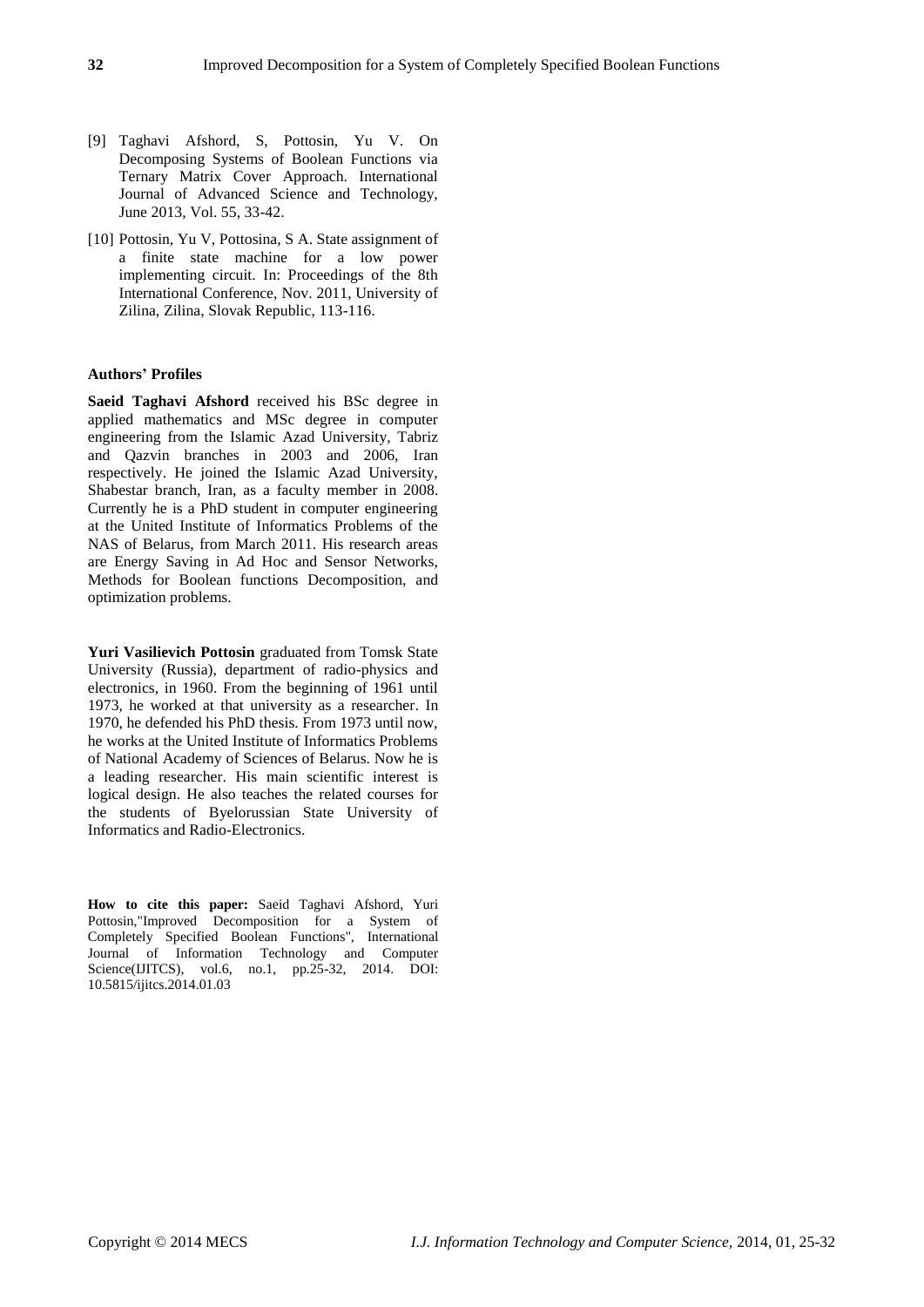[9] Taghavi Afshord, S, Pottosin, Yu V. On Decomposing Systems of Boolean Functions via Ternary Matrix Cover Approach. International Journal of Advanced Science and Technology, June 2013, Vol. 55, 33-42.

[10] Pottosin, Yu V, Pottosina, S A. State assignment of a finite state machine for a low power implementing circuit. In: Proceedings of the 8th International Conference, Nov. 2011, University of Zilina, Zilina, Slovak Republic, 113-116.

**Authors' Profiles**

**Saeid Taghavi Afshord** received his BSc degree in applied mathematics and MSc degree in computer engineering from the Islamic Azad University, Tabriz and Qazvin branches in 2003 and 2006, Iran respectively. He joined the Islamic Azad University, Shabestar branch, Iran, as a faculty member in 2008. Currently he is a PhD student in computer engineering at the United Institute of Informatics Problems of the NAS of Belarus, from March 2011. His research areas are Energy Saving in Ad Hoc and Sensor Networks, Methods for Boolean functions Decomposition, and optimization problems.

**Yuri Vasilievich Pottosin** graduated from Tomsk State University (Russia), department of radio-physics and electronics, in 1960. From the beginning of 1961 until 1973, he worked at that university as a researcher. In 1970, he defended his PhD thesis. From 1973 until now, he works at the United Institute of Informatics Problems of National Academy of Sciences of Belarus. Now he is a leading researcher. His main scientific interest is logical design. He also teaches the related courses for the students of Byelorussian State University of Informatics and Radio-Electronics.

**How to cite this paper:** Saeid Taghavi Afshord, Yuri Pottosin,"Improved Decomposition for a System of Completely Specified Boolean Functions", International Journal of Information Technology and Computer Science(IJITCS), vol.6, no.1, pp.25-32, 2014. DOI: 10.5815/ijitcs.2014.01.03